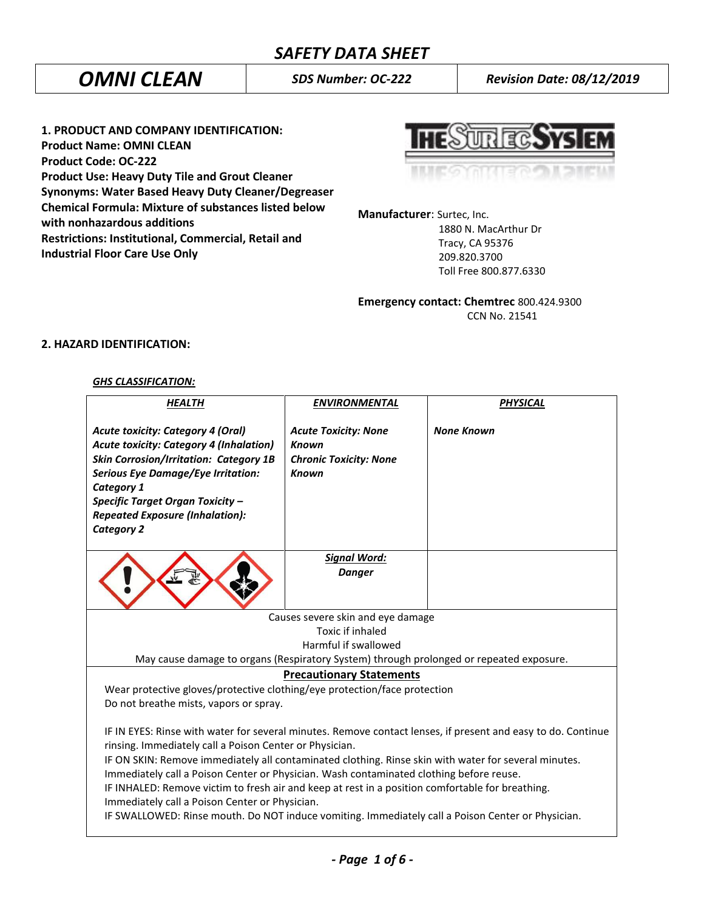# SAFETY DATA SHEET

| OMNI CLEAN | SDS Number: OC-222 | Revision Date: 08/12/2019 |
|---|---|---|

**1. PRODUCT AND COMPANY IDENTIFICATION:**
**Product Name: OMNI CLEAN**
**Product Code: OC-222**
**Product Use: Heavy Duty Tile and Grout Cleaner**
**Synonyms: Water Based Heavy Duty Cleaner/Degreaser**
**Chemical Formula: Mixture of substances listed below with nonhazardous additions**
**Restrictions: Institutional, Commercial, Retail and Industrial Floor Care Use Only**

**Manufacturer**: Surtec, Inc.
1880 N. MacArthur Dr
Tracy, CA 95376
209.820.3700
Toll Free 800.877.6330

**Emergency contact: Chemtrec** 800.424.9300
CCN No. 21541

**2. HAZARD IDENTIFICATION:**

***GHS CLASSIFICATION:***

| ***HEALTH*** | ***ENVIRONMENTAL*** | ***PHYSICAL*** |
|---|---|---|
| ***Acute toxicity: Category 4 (Oral)*** <br> ***Acute toxicity: Category 4 (Inhalation)*** <br> ***Skin Corrosion/Irritation: Category 1B*** <br> ***Serious Eye Damage/Eye Irritation: Category 1*** <br> ***Specific Target Organ Toxicity – Repeated Exposure (Inhalation): Category 2*** | ***Acute Toxicity: None Known*** <br> ***Chronic Toxicity: None Known*** | ***None Known*** |
| | ***Signal Word:*** <br> ***Danger*** | |

Causes severe skin and eye damage
Toxic if inhaled
Harmful if swallowed
May cause damage to organs (Respiratory System) through prolonged or repeated exposure.

**Precautionary Statements**

Wear protective gloves/protective clothing/eye protection/face protection
Do not breathe mists, vapors or spray.

IF IN EYES: Rinse with water for several minutes. Remove contact lenses, if present and easy to do. Continue rinsing. Immediately call a Poison Center or Physician.
IF ON SKIN: Remove immediately all contaminated clothing. Rinse skin with water for several minutes. Immediately call a Poison Center or Physician. Wash contaminated clothing before reuse.
IF INHALED: Remove victim to fresh air and keep at rest in a position comfortable for breathing. Immediately call a Poison Center or Physician.
IF SWALLOWED: Rinse mouth. Do NOT induce vomiting. Immediately call a Poison Center or Physician.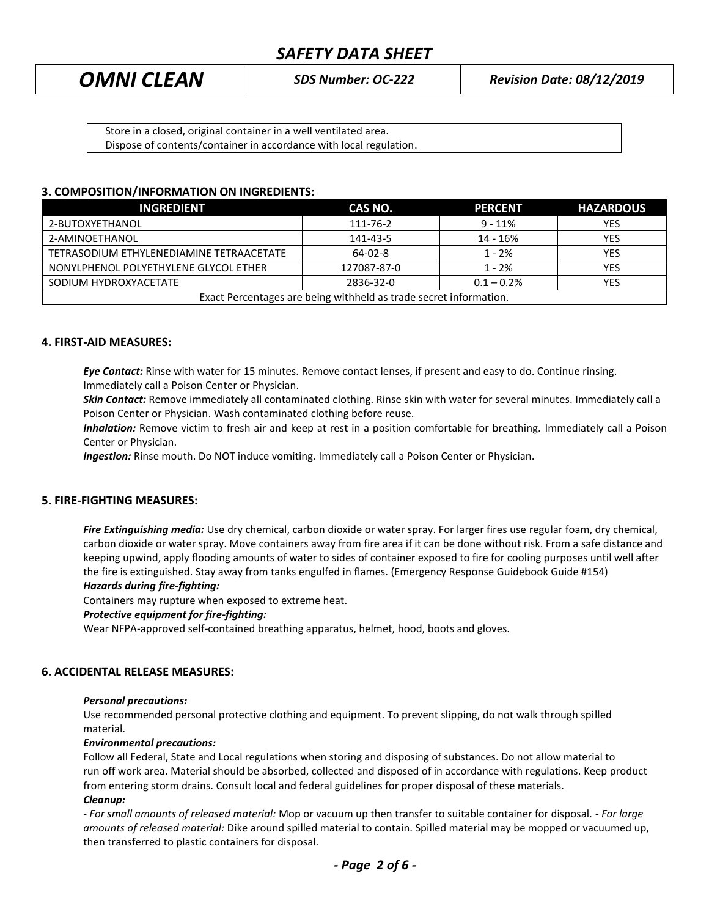Store in a closed, original container in a well ventilated area.
Dispose of contents/container in accordance with local regulation.

### 3. COMPOSITION/INFORMATION ON INGREDIENTS:

| INGREDIENT | CAS NO. | PERCENT | HAZARDOUS |
|---|---|---|---|
| 2-BUTOXYETHANOL | 111-76-2 | 9 - 11% | YES |
| 2-AMINOETHANOL | 141-43-5 | 14 - 16% | YES |
| TETRASODIUM ETHYLENEDIAMINE TETRAACETATE | 64-02-8 | 1 - 2% | YES |
| NONYLPHENOL POLYETHYLENE GLYCOL ETHER | 127087-87-0 | 1 - 2% | YES |
| SODIUM HYDROXYACETATE | 2836-32-0 | 0.1 – 0.2% | YES |
| Exact Percentages are being withheld as trade secret information. | | | |

### 4. FIRST-AID MEASURES:

***Eye Contact:*** Rinse with water for 15 minutes. Remove contact lenses, if present and easy to do. Continue rinsing. Immediately call a Poison Center or Physician.
***Skin Contact:*** Remove immediately all contaminated clothing. Rinse skin with water for several minutes. Immediately call a Poison Center or Physician. Wash contaminated clothing before reuse.
***Inhalation:*** Remove victim to fresh air and keep at rest in a position comfortable for breathing. Immediately call a Poison Center or Physician.
***Ingestion:*** Rinse mouth. Do NOT induce vomiting. Immediately call a Poison Center or Physician.

### 5. FIRE-FIGHTING MEASURES:

***Fire Extinguishing media:*** Use dry chemical, carbon dioxide or water spray. For larger fires use regular foam, dry chemical, carbon dioxide or water spray. Move containers away from fire area if it can be done without risk. From a safe distance and keeping upwind, apply flooding amounts of water to sides of container exposed to fire for cooling purposes until well after the fire is extinguished. Stay away from tanks engulfed in flames. (Emergency Response Guidebook Guide #154)
***Hazards during fire-fighting:***
Containers may rupture when exposed to extreme heat.
***Protective equipment for fire-fighting:***
Wear NFPA-approved self-contained breathing apparatus, helmet, hood, boots and gloves.

### 6. ACCIDENTAL RELEASE MEASURES:

***Personal precautions:***
Use recommended personal protective clothing and equipment. To prevent slipping, do not walk through spilled material.
***Environmental precautions:***
Follow all Federal, State and Local regulations when storing and disposing of substances. Do not allow material to run off work area. Material should be absorbed, collected and disposed of in accordance with regulations. Keep product from entering storm drains. Consult local and federal guidelines for proper disposal of these materials.
***Cleanup:***
- *For small amounts of released material:* Mop or vacuum up then transfer to suitable container for disposal. - *For large amounts of released material:* Dike around spilled material to contain. Spilled material may be mopped or vacuumed up, then transferred to plastic containers for disposal.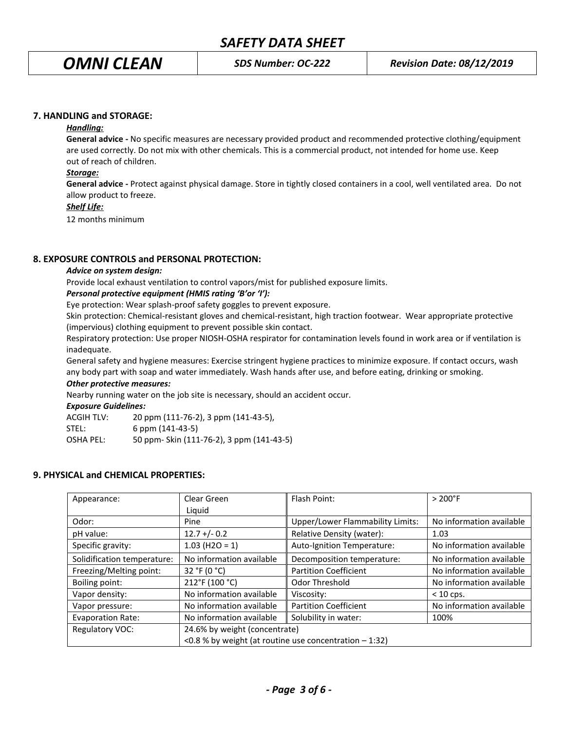## 7. HANDLING and STORAGE:

***Handling:***

**General advice -** No specific measures are necessary provided product and recommended protective clothing/equipment are used correctly. Do not mix with other chemicals. This is a commercial product, not intended for home use. Keep out of reach of children.

***Storage:***

**General advice -** Protect against physical damage. Store in tightly closed containers in a cool, well ventilated area. Do not allow product to freeze.

***Shelf Life:***

12 months minimum

## 8. EXPOSURE CONTROLS and PERSONAL PROTECTION:

***Advice on system design:***

Provide local exhaust ventilation to control vapors/mist for published exposure limits.

***Personal protective equipment (HMIS rating 'B'or 'I'):***

Eye protection: Wear splash-proof safety goggles to prevent exposure.

Skin protection: Chemical-resistant gloves and chemical-resistant, high traction footwear. Wear appropriate protective (impervious) clothing equipment to prevent possible skin contact.

Respiratory protection: Use proper NIOSH-OSHA respirator for contamination levels found in work area or if ventilation is inadequate.

General safety and hygiene measures: Exercise stringent hygiene practices to minimize exposure. If contact occurs, wash any body part with soap and water immediately. Wash hands after use, and before eating, drinking or smoking.

***Other protective measures:***

Nearby running water on the job site is necessary, should an accident occur.

***Exposure Guidelines:***

ACGIH TLV: 20 ppm (111-76-2), 3 ppm (141-43-5),
STEL: 6 ppm (141-43-5)
OSHA PEL: 50 ppm- Skin (111-76-2), 3 ppm (141-43-5)

## 9. PHYSICAL and CHEMICAL PROPERTIES:

| Appearance: | Clear Green Liquid | Flash Point: | > 200°F |
|---|---|---|---|
| Odor: | Pine | Upper/Lower Flammability Limits: | No information available |
| pH value: | 12.7 +/- 0.2 | Relative Density (water): | 1.03 |
| Specific gravity: | 1.03 ($H_2O$ = 1) | Auto-Ignition Temperature: | No information available |
| Solidification temperature: | No information available | Decomposition temperature: | No information available |
| Freezing/Melting point: | 32 °F (0 °C) | Partition Coefficient | No information available |
| Boiling point: | 212°F (100 °C) | Odor Threshold | No information available |
| Vapor density: | No information available | Viscosity: | < 10 cps. |
| Vapor pressure: | No information available | Partition Coefficient | No information available |
| Evaporation Rate: | No information available | Solubility in water: | 100% |
| Regulatory VOC: | 24.6% by weight (concentrate)<br><0.8 % by weight (at routine use concentration – 1:32) | | |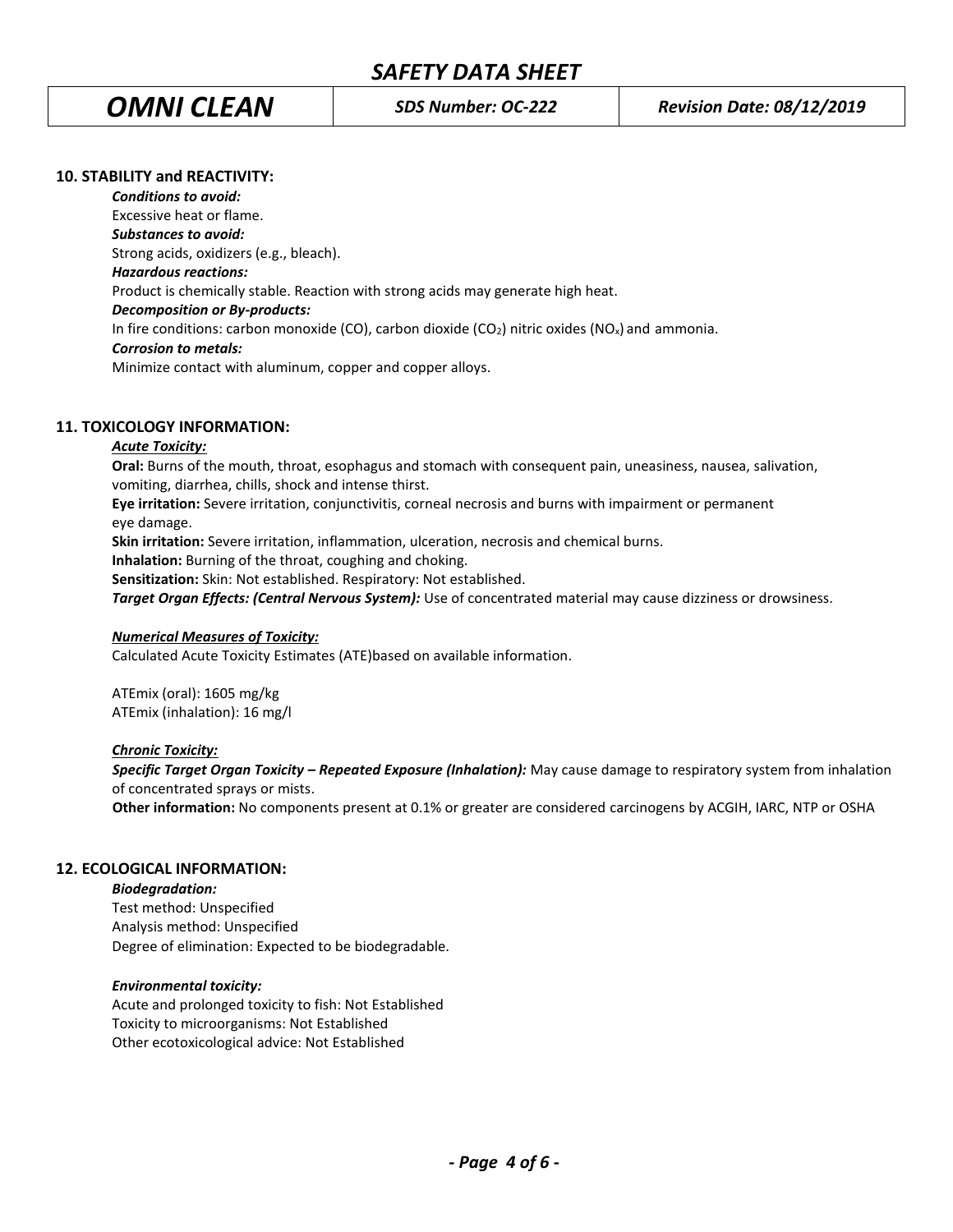## 10. STABILITY and REACTIVITY:

***Conditions to avoid:***
Excessive heat or flame.
***Substances to avoid:***
Strong acids, oxidizers (e.g., bleach).
***Hazardous reactions:***
Product is chemically stable. Reaction with strong acids may generate high heat.
***Decomposition or By-products:***
In fire conditions: carbon monoxide (CO), carbon dioxide ($CO_2$) nitric oxides ($NO_x$) and ammonia.
***Corrosion to metals:***
Minimize contact with aluminum, copper and copper alloys.

## 11. TOXICOLOGY INFORMATION:

***Acute Toxicity:***

**Oral:** Burns of the mouth, throat, esophagus and stomach with consequent pain, uneasiness, nausea, salivation, vomiting, diarrhea, chills, shock and intense thirst.
**Eye irritation:** Severe irritation, conjunctivitis, corneal necrosis and burns with impairment or permanent eye damage.
**Skin irritation:** Severe irritation, inflammation, ulceration, necrosis and chemical burns.
**Inhalation:** Burning of the throat, coughing and choking.
**Sensitization:** Skin: Not established. Respiratory: Not established.
***Target Organ Effects: (Central Nervous System):*** Use of concentrated material may cause dizziness or drowsiness.

***Numerical Measures of Toxicity:***
Calculated Acute Toxicity Estimates (ATE)based on available information.

ATEmix (oral): 1605 mg/kg
ATEmix (inhalation): 16 mg/l

***Chronic Toxicity:***
***Specific Target Organ Toxicity – Repeated Exposure (Inhalation):*** May cause damage to respiratory system from inhalation of concentrated sprays or mists.
**Other information:** No components present at 0.1% or greater are considered carcinogens by ACGIH, IARC, NTP or OSHA

## 12. ECOLOGICAL INFORMATION:

***Biodegradation:***
Test method: Unspecified
Analysis method: Unspecified
Degree of elimination: Expected to be biodegradable.

***Environmental toxicity:***
Acute and prolonged toxicity to fish: Not Established
Toxicity to microorganisms: Not Established
Other ecotoxicological advice: Not Established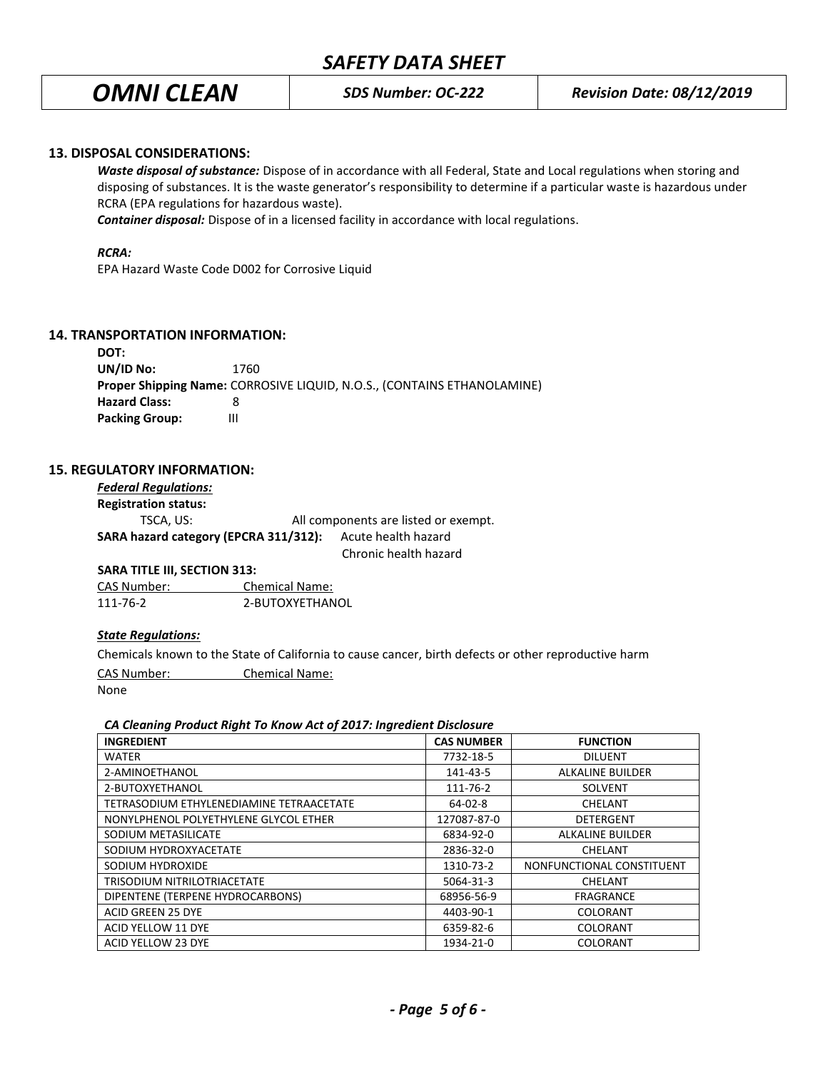## 13. DISPOSAL CONSIDERATIONS:

***Waste disposal of substance:*** Dispose of in accordance with all Federal, State and Local regulations when storing and disposing of substances. It is the waste generator's responsibility to determine if a particular waste is hazardous under RCRA (EPA regulations for hazardous waste).

***Container disposal:*** Dispose of in a licensed facility in accordance with local regulations.

***RCRA:***

EPA Hazard Waste Code D002 for Corrosive Liquid

## 14. TRANSPORTATION INFORMATION:

**DOT:**

**UN/ID No:** 1760

**Proper Shipping Name:** CORROSIVE LIQUID, N.O.S., (CONTAINS ETHANOLAMINE)

**Hazard Class:** 8

**Packing Group:** III

## 15. REGULATORY INFORMATION:

***Federal Regulations:***

**Registration status:**

TSCA, US: All components are listed or exempt.

**SARA hazard category (EPCRA 311/312):** Acute health hazard
Chronic health hazard

**SARA TITLE III, SECTION 313:**

| CAS Number: | Chemical Name: |
|---|---|
| 111-76-2 | 2-BUTOXYETHANOL |

***State Regulations:***

Chemicals known to the State of California to cause cancer, birth defects or other reproductive harm

| CAS Number: | Chemical Name: |
|---|---|
| None | |

***CA Cleaning Product Right To Know Act of 2017: Ingredient Disclosure***

| INGREDIENT | CAS NUMBER | FUNCTION |
|---|---|---|
| WATER | 7732-18-5 | DILUENT |
| 2-AMINOETHANOL | 141-43-5 | ALKALINE BUILDER |
| 2-BUTOXYETHANOL | 111-76-2 | SOLVENT |
| TETRASODIUM ETHYLENEDIAMINE TETRAACETATE | 64-02-8 | CHELANT |
| NONYLPHENOL POLYETHYLENE GLYCOL ETHER | 127087-87-0 | DETERGENT |
| SODIUM METASILICATE | 6834-92-0 | ALKALINE BUILDER |
| SODIUM HYDROXYACETATE | 2836-32-0 | CHELANT |
| SODIUM HYDROXIDE | 1310-73-2 | NONFUNCTIONAL CONSTITUENT |
| TRISODIUM NITRILOTRIACETATE | 5064-31-3 | CHELANT |
| DIPENTENE (TERPENE HYDROCARBONS) | 68956-56-9 | FRAGRANCE |
| ACID GREEN 25 DYE | 4403-90-1 | COLORANT |
| ACID YELLOW 11 DYE | 6359-82-6 | COLORANT |
| ACID YELLOW 23 DYE | 1934-21-0 | COLORANT |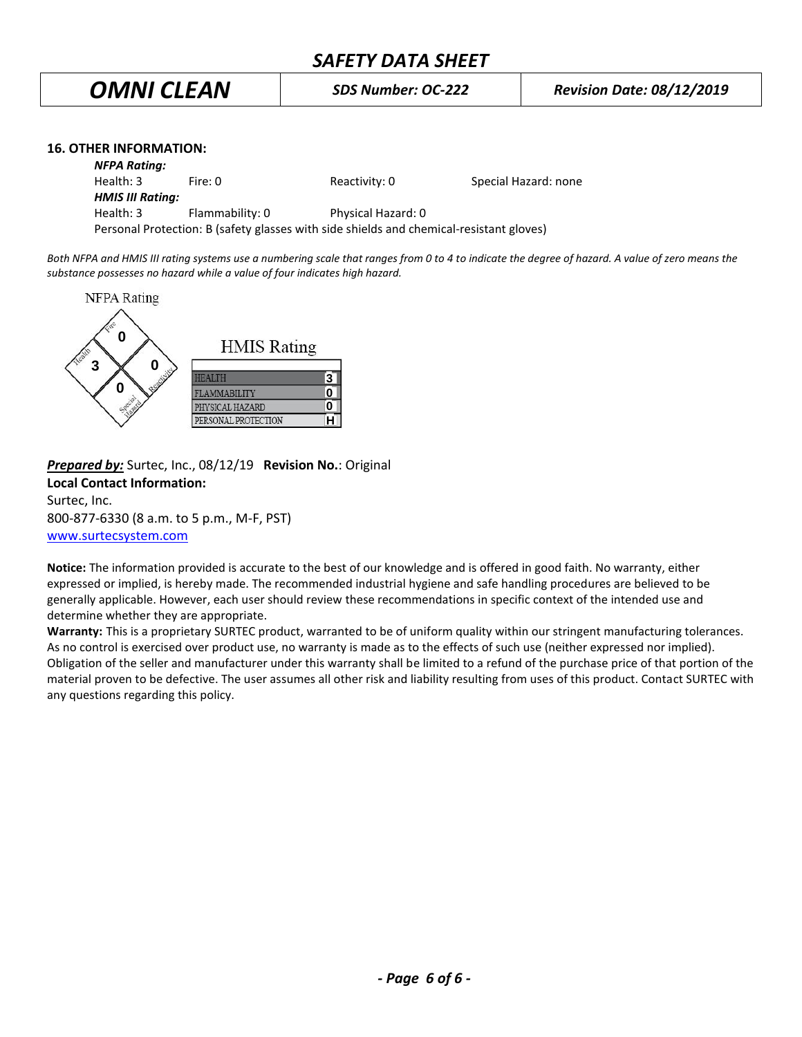**16. OTHER INFORMATION:**

***NFPA Rating:***

Health: 3 Fire: 0 Reactivity: 0 Special Hazard: none

***HMIS III Rating:***

Health: 3 Flammability: 0 Physical Hazard: 0

Personal Protection: B (safety glasses with side shields and chemical-resistant gloves)

*Both NFPA and HMIS III rating systems use a numbering scale that ranges from 0 to 4 to indicate the degree of hazard. A value of zero means the substance possesses no hazard while a value of four indicates high hazard.*

NFPA Rating

Fire 0
Health 3
Reactivity 0
Special Hazard 0

HMIS Rating

| | |
|---|---|
| HEALTH | 3 |
| FLAMMABILITY | 0 |
| PHYSICAL HAZARD | 0 |
| PERSONAL PROTECTION | H |

***Prepared by:*** Surtec, Inc., 08/12/19 **Revision No.**: Original

**Local Contact Information:**

Surtec, Inc.

800-877-6330 (8 a.m. to 5 p.m., M-F, PST)

www.surtecsystem.com

**Notice:** The information provided is accurate to the best of our knowledge and is offered in good faith. No warranty, either expressed or implied, is hereby made. The recommended industrial hygiene and safe handling procedures are believed to be generally applicable. However, each user should review these recommendations in specific context of the intended use and determine whether they are appropriate.

**Warranty:** This is a proprietary SURTEC product, warranted to be of uniform quality within our stringent manufacturing tolerances. As no control is exercised over product use, no warranty is made as to the effects of such use (neither expressed nor implied). Obligation of the seller and manufacturer under this warranty shall be limited to a refund of the purchase price of that portion of the material proven to be defective. The user assumes all other risk and liability resulting from uses of this product. Contact SURTEC with any questions regarding this policy.